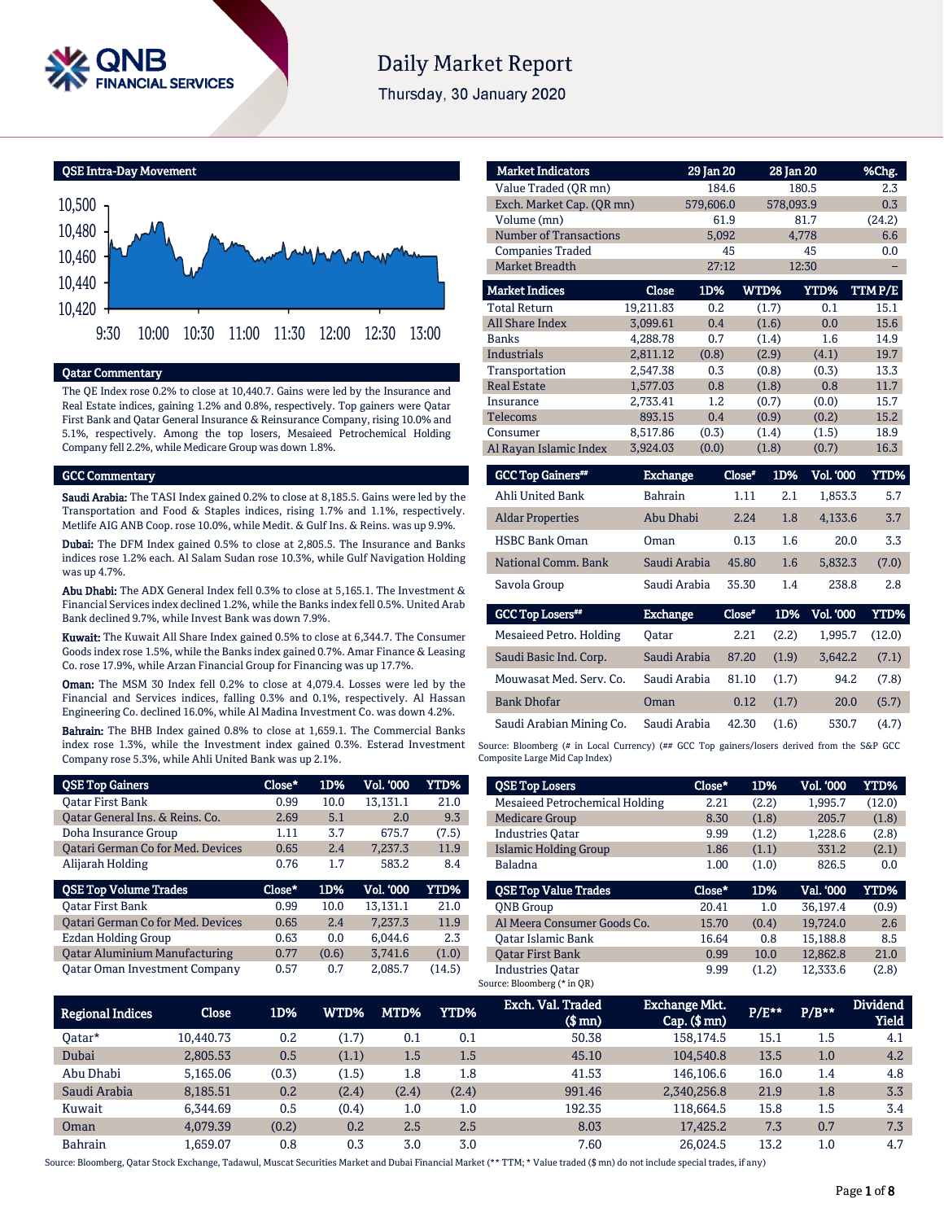# Daily Market Report

Thursday, 30 January 2020

## QSE Intra-Day Movement

## Qatar Commentary

The QE Index rose 0.2% to close at 10,440.7. Gains were led by the Insurance and Real Estate indices, gaining 1.2% and 0.8%, respectively. Top gainers were Qatar First Bank and Qatar General Insurance & Reinsurance Company, rising 10.0% and 5.1%, respectively. Among the top losers, Mesaieed Petrochemical Holding Company fell 2.2%, while Medicare Group was down 1.8%.

## GCC Commentary

**Saudi Arabia:** The TASI Index gained 0.2% to close at 8,185.5. Gains were led by the Transportation and Food & Staples indices, rising 1.7% and 1.1%, respectively. Metlife AIG ANB Coop. rose 10.0%, while Medit. & Gulf Ins. & Reins. was up 9.9%.

**Dubai:** The DFM Index gained 0.5% to close at 2,805.5. The Insurance and Banks indices rose 1.2% each. Al Salam Sudan rose 10.3%, while Gulf Navigation Holding was up 4.7%.

**Abu Dhabi:** The ADX General Index fell 0.3% to close at 5,165.1. The Investment & Financial Services index declined 1.2%, while the Banks index fell 0.5%. United Arab Bank declined 9.7%, while Invest Bank was down 7.9%.

**Kuwait:** The Kuwait All Share Index gained 0.5% to close at 6,344.7. The Consumer Goods index rose 1.5%, while the Banks index gained 0.7%. Amar Finance & Leasing Co. rose 17.9%, while Arzan Financial Group for Financing was up 17.7%.

**Oman:** The MSM 30 Index fell 0.2% to close at 4,079.4. Losses were led by the Financial and Services indices, falling 0.3% and 0.1%, respectively. Al Hassan Engineering Co. declined 16.0%, while Al Madina Investment Co. was down 4.2%.

**Bahrain:** The BHB Index gained 0.8% to close at 1,659.1. The Commercial Banks index rose 1.3%, while the Investment index gained 0.3%. Esterad Investment Company rose 5.3%, while Ahli United Bank was up 2.1%.

| Market Indicators | 29 Jan 20 | 28 Jan 20 | %Chg. |
|---|---|---|---|
| Value Traded (QR mn) | 184.6 | 180.5 | 2.3 |
| Exch. Market Cap. (QR mn) | 579,606.0 | 578,093.9 | 0.3 |
| Volume (mn) | 61.9 | 81.7 | (24.2) |
| Number of Transactions | 5,092 | 4,778 | 6.6 |
| Companies Traded | 45 | 45 | 0.0 |
| Market Breadth | 27:12 | 12:30 | – |

| Market Indices | Close | 1D% | WTD% | YTD% | TTM P/E |
|---|---|---|---|---|---|
| Total Return | 19,211.83 | 0.2 | (1.7) | 0.1 | 15.1 |
| All Share Index | 3,099.61 | 0.4 | (1.6) | 0.0 | 15.6 |
| Banks | 4,288.78 | 0.7 | (1.4) | 1.6 | 14.9 |
| Industrials | 2,811.12 | (0.8) | (2.9) | (4.1) | 19.7 |
| Transportation | 2,547.38 | 0.3 | (0.8) | (0.3) | 13.3 |
| Real Estate | 1,577.03 | 0.8 | (1.8) | 0.8 | 11.7 |
| Insurance | 2,733.41 | 1.2 | (0.7) | (0.0) | 15.7 |
| Telecoms | 893.15 | 0.4 | (0.9) | (0.2) | 15.2 |
| Consumer | 8,517.86 | (0.3) | (1.4) | (1.5) | 18.9 |
| Al Rayan Islamic Index | 3,924.03 | (0.0) | (1.8) | (0.7) | 16.3 |

| GCC Top Gainers## | Exchange | Close# | 1D% | Vol. '000 | YTD% |
|---|---|---|---|---|---|
| Ahli United Bank | Bahrain | 1.11 | 2.1 | 1,853.3 | 5.7 |
| Aldar Properties | Abu Dhabi | 2.24 | 1.8 | 4,133.6 | 3.7 |
| HSBC Bank Oman | Oman | 0.13 | 1.6 | 20.0 | 3.3 |
| National Comm. Bank | Saudi Arabia | 45.80 | 1.6 | 5,832.3 | (7.0) |
| Savola Group | Saudi Arabia | 35.30 | 1.4 | 238.8 | 2.8 |

| GCC Top Losers## | Exchange | Close# | 1D% | Vol. '000 | YTD% |
|---|---|---|---|---|---|
| Mesaieed Petro. Holding | Qatar | 2.21 | (2.2) | 1,995.7 | (12.0) |
| Saudi Basic Ind. Corp. | Saudi Arabia | 87.20 | (1.9) | 3,642.2 | (7.1) |
| Mouwasat Med. Serv. Co. | Saudi Arabia | 81.10 | (1.7) | 94.2 | (7.8) |
| Bank Dhofar | Oman | 0.12 | (1.7) | 20.0 | (5.7) |
| Saudi Arabian Mining Co. | Saudi Arabia | 42.30 | (1.6) | 530.7 | (4.7) |

Source: Bloomberg (# in Local Currency) (## GCC Top gainers/losers derived from the S&P GCC Composite Large Mid Cap Index)

| QSE Top Gainers | Close* | 1D% | Vol. '000 | YTD% |
|---|---|---|---|---|
| Qatar First Bank | 0.99 | 10.0 | 13,131.1 | 21.0 |
| Qatar General Ins. & Reins. Co. | 2.69 | 5.1 | 2.0 | 9.3 |
| Doha Insurance Group | 1.11 | 3.7 | 675.7 | (7.5) |
| Qatari German Co for Med. Devices | 0.65 | 2.4 | 7,237.3 | 11.9 |
| Alijarah Holding | 0.76 | 1.7 | 583.2 | 8.4 |

| QSE Top Losers | Close* | 1D% | Vol. '000 | YTD% |
|---|---|---|---|---|
| Mesaieed Petrochemical Holding | 2.21 | (2.2) | 1,995.7 | (12.0) |
| Medicare Group | 8.30 | (1.8) | 205.7 | (1.8) |
| Industries Qatar | 9.99 | (1.2) | 1,228.6 | (2.8) |
| Islamic Holding Group | 1.86 | (1.1) | 331.2 | (2.1) |
| Baladna | 1.00 | (1.0) | 826.5 | 0.0 |

| QSE Top Volume Trades | Close* | 1D% | Vol. '000 | YTD% |
|---|---|---|---|---|
| Qatar First Bank | 0.99 | 10.0 | 13,131.1 | 21.0 |
| Qatari German Co for Med. Devices | 0.65 | 2.4 | 7,237.3 | 11.9 |
| Ezdan Holding Group | 0.63 | 0.0 | 6,044.6 | 2.3 |
| Qatar Aluminium Manufacturing | 0.77 | (0.6) | 3,741.6 | (1.0) |
| Qatar Oman Investment Company | 0.57 | 0.7 | 2,085.7 | (14.5) |

| QSE Top Value Trades | Close* | 1D% | Val. '000 | YTD% |
|---|---|---|---|---|
| QNB Group | 20.41 | 1.0 | 36,197.4 | (0.9) |
| Al Meera Consumer Goods Co. | 15.70 | (0.4) | 19,724.0 | 2.6 |
| Qatar Islamic Bank | 16.64 | 0.8 | 15,188.8 | 8.5 |
| Qatar First Bank | 0.99 | 10.0 | 12,862.8 | 21.0 |
| Industries Qatar | 9.99 | (1.2) | 12,333.6 | (2.8) |

Source: Bloomberg (* in QR)

| Regional Indices | Close | 1D% | WTD% | MTD% | YTD% | Exch. Val. Traded ($ mn) | Exchange Mkt. Cap. ($ mn) | P/E** | P/B** | Dividend Yield |
|---|---|---|---|---|---|---|---|---|---|---|
| Qatar* | 10,440.73 | 0.2 | (1.7) | 0.1 | 0.1 | 50.38 | 158,174.5 | 15.1 | 1.5 | 4.1 |
| Dubai | 2,805.53 | 0.5 | (1.1) | 1.5 | 1.5 | 45.10 | 104,540.8 | 13.5 | 1.0 | 4.2 |
| Abu Dhabi | 5,165.06 | (0.3) | (1.5) | 1.8 | 1.8 | 41.53 | 146,106.6 | 16.0 | 1.4 | 4.8 |
| Saudi Arabia | 8,185.51 | 0.2 | (2.4) | (2.4) | (2.4) | 991.46 | 2,340,256.8 | 21.9 | 1.8 | 3.3 |
| Kuwait | 6,344.69 | 0.5 | (0.4) | 1.0 | 1.0 | 192.35 | 118,664.5 | 15.8 | 1.5 | 3.4 |
| Oman | 4,079.39 | (0.2) | 0.2 | 2.5 | 2.5 | 8.03 | 17,425.2 | 7.3 | 0.7 | 7.3 |
| Bahrain | 1,659.07 | 0.8 | 0.3 | 3.0 | 3.0 | 7.60 | 26,024.5 | 13.2 | 1.0 | 4.7 |

Source: Bloomberg, Qatar Stock Exchange, Tadawul, Muscat Securities Market and Dubai Financial Market (** TTM; * Value traded ($ mn) do not include special trades, if any)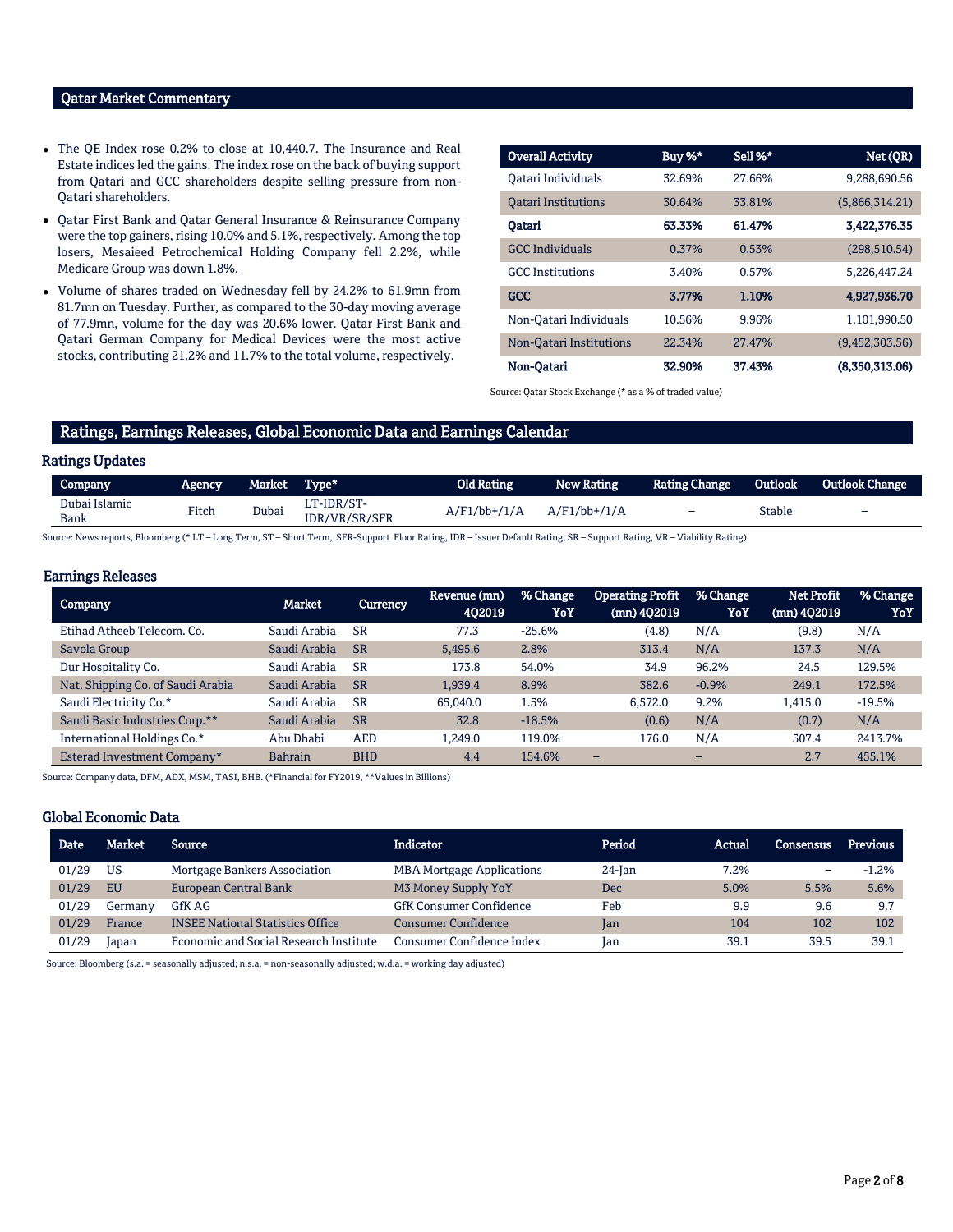## Qatar Market Commentary

- The QE Index rose 0.2% to close at 10,440.7. The Insurance and Real Estate indices led the gains. The index rose on the back of buying support from Qatari and GCC shareholders despite selling pressure from non-Qatari shareholders.
- Qatar First Bank and Qatar General Insurance & Reinsurance Company were the top gainers, rising 10.0% and 5.1%, respectively. Among the top losers, Mesaieed Petrochemical Holding Company fell 2.2%, while Medicare Group was down 1.8%.
- Volume of shares traded on Wednesday fell by 24.2% to 61.9mn from 81.7mn on Tuesday. Further, as compared to the 30-day moving average of 77.9mn, volume for the day was 20.6% lower. Qatar First Bank and Qatari German Company for Medical Devices were the most active stocks, contributing 21.2% and 11.7% to the total volume, respectively.

| Overall Activity | Buy %* | Sell %* | Net (QR) |
|---|---|---|---|
| Qatari Individuals | 32.69% | 27.66% | 9,288,690.56 |
| Qatari Institutions | 30.64% | 33.81% | (5,866,314.21) |
| **Qatari** | **63.33%** | **61.47%** | **3,422,376.35** |
| GCC Individuals | 0.37% | 0.53% | (298,510.54) |
| GCC Institutions | 3.40% | 0.57% | 5,226,447.24 |
| **GCC** | **3.77%** | **1.10%** | **4,927,936.70** |
| Non-Qatari Individuals | 10.56% | 9.96% | 1,101,990.50 |
| Non-Qatari Institutions | 22.34% | 27.47% | (9,452,303.56) |
| **Non-Qatari** | **32.90%** | **37.43%** | **(8,350,313.06)** |

Source: Qatar Stock Exchange (* as a % of traded value)

## Ratings, Earnings Releases, Global Economic Data and Earnings Calendar

### Ratings Updates

| Company | Agency | Market | Type* | Old Rating | New Rating | Rating Change | Outlook | Outlook Change |
|---|---|---|---|---|---|---|---|---|
| Dubai Islamic Bank | Fitch | Dubai | LT-IDR/ST-IDR/VR/SR/SFR | A/F1/bb+/1/A | A/F1/bb+/1/A | – | Stable | – |

Source: News reports, Bloomberg (* LT – Long Term, ST – Short Term, SFR-Support Floor Rating, IDR – Issuer Default Rating, SR – Support Rating, VR – Viability Rating)

### Earnings Releases

| Company | Market | Currency | Revenue (mn) 4Q2019 | % Change YoY | Operating Profit (mn) 4Q2019 | % Change YoY | Net Profit (mn) 4Q2019 | % Change YoY |
|---|---|---|---|---|---|---|---|---|
| Etihad Atheeb Telecom. Co. | Saudi Arabia | SR | 77.3 | -25.6% | (4.8) | N/A | (9.8) | N/A |
| Savola Group | Saudi Arabia | SR | 5,495.6 | 2.8% | 313.4 | N/A | 137.3 | N/A |
| Dur Hospitality Co. | Saudi Arabia | SR | 173.8 | 54.0% | 34.9 | 96.2% | 24.5 | 129.5% |
| Nat. Shipping Co. of Saudi Arabia | Saudi Arabia | SR | 1,939.4 | 8.9% | 382.6 | -0.9% | 249.1 | 172.5% |
| Saudi Electricity Co.* | Saudi Arabia | SR | 65,040.0 | 1.5% | 6,572.0 | 9.2% | 1,415.0 | -19.5% |
| Saudi Basic Industries Corp.** | Saudi Arabia | SR | 32.8 | -18.5% | (0.6) | N/A | (0.7) | N/A |
| International Holdings Co.* | Abu Dhabi | AED | 1,249.0 | 119.0% | 176.0 | N/A | 507.4 | 2413.7% |
| Esterad Investment Company* | Bahrain | BHD | 4.4 | 154.6% | – | – | 2.7 | 455.1% |

Source: Company data, DFM, ADX, MSM, TASI, BHB. (*Financial for FY2019, **Values in Billions)

### Global Economic Data

| Date | Market | Source | Indicator | Period | Actual | Consensus | Previous |
|---|---|---|---|---|---|---|---|
| 01/29 | US | Mortgage Bankers Association | MBA Mortgage Applications | 24-Jan | 7.2% | – | -1.2% |
| 01/29 | EU | European Central Bank | M3 Money Supply YoY | Dec | 5.0% | 5.5% | 5.6% |
| 01/29 | Germany | GfK AG | GfK Consumer Confidence | Feb | 9.9 | 9.6 | 9.7 |
| 01/29 | France | INSEE National Statistics Office | Consumer Confidence | Jan | 104 | 102 | 102 |
| 01/29 | Japan | Economic and Social Research Institute | Consumer Confidence Index | Jan | 39.1 | 39.5 | 39.1 |

Source: Bloomberg (s.a. = seasonally adjusted; n.s.a. = non-seasonally adjusted; w.d.a. = working day adjusted)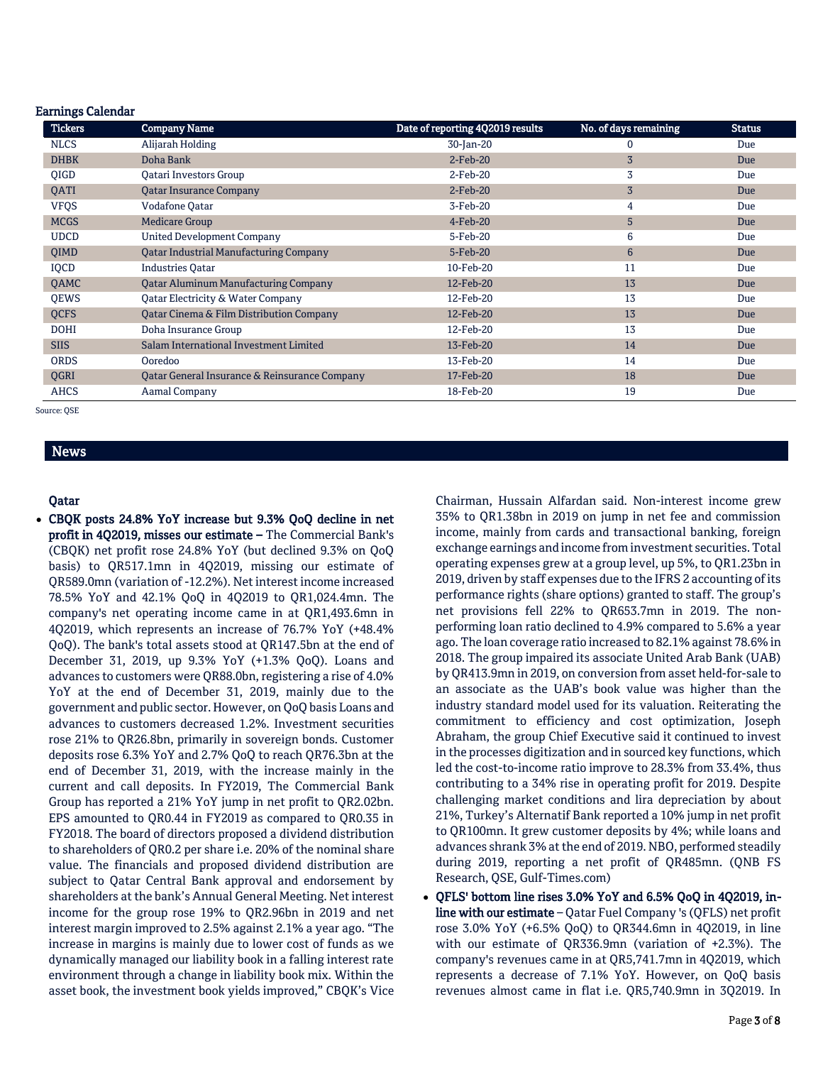## Earnings Calendar

| Tickers | Company Name | Date of reporting 4Q2019 results | No. of days remaining | Status |
|---|---|---|---|---|
| NLCS | Alijarah Holding | 30-Jan-20 | 0 | Due |
| DHBK | Doha Bank | 2-Feb-20 | 3 | Due |
| QIGD | Qatari Investors Group | 2-Feb-20 | 3 | Due |
| QATI | Qatar Insurance Company | 2-Feb-20 | 3 | Due |
| VFQS | Vodafone Qatar | 3-Feb-20 | 4 | Due |
| MCGS | Medicare Group | 4-Feb-20 | 5 | Due |
| UDCD | United Development Company | 5-Feb-20 | 6 | Due |
| QIMD | Qatar Industrial Manufacturing Company | 5-Feb-20 | 6 | Due |
| IQCD | Industries Qatar | 10-Feb-20 | 11 | Due |
| QAMC | Qatar Aluminum Manufacturing Company | 12-Feb-20 | 13 | Due |
| QEWS | Qatar Electricity & Water Company | 12-Feb-20 | 13 | Due |
| QCFS | Qatar Cinema & Film Distribution Company | 12-Feb-20 | 13 | Due |
| DOHI | Doha Insurance Group | 12-Feb-20 | 13 | Due |
| SIIS | Salam International Investment Limited | 13-Feb-20 | 14 | Due |
| ORDS | Ooredoo | 13-Feb-20 | 14 | Due |
| QGRI | Qatar General Insurance & Reinsurance Company | 17-Feb-20 | 18 | Due |
| AHCS | Aamal Company | 18-Feb-20 | 19 | Due |

Source: QSE

## News

### Qatar

- **CBQK posts 24.8% YoY increase but 9.3% QoQ decline in net profit in 4Q2019, misses our estimate** – The Commercial Bank's (CBQK) net profit rose 24.8% YoY (but declined 9.3% on QoQ basis) to QR517.1mn in 4Q2019, missing our estimate of QR589.0mn (variation of -12.2%). Net interest income increased 78.5% YoY and 42.1% QoQ in 4Q2019 to QR1,024.4mn. The company's net operating income came in at QR1,493.6mn in 4Q2019, which represents an increase of 76.7% YoY (+48.4% QoQ). The bank's total assets stood at QR147.5bn at the end of December 31, 2019, up 9.3% YoY (+1.3% QoQ). Loans and advances to customers were QR88.0bn, registering a rise of 4.0% YoY at the end of December 31, 2019, mainly due to the government and public sector. However, on QoQ basis Loans and advances to customers decreased 1.2%. Investment securities rose 21% to QR26.8bn, primarily in sovereign bonds. Customer deposits rose 6.3% YoY and 2.7% QoQ to reach QR76.3bn at the end of December 31, 2019, with the increase mainly in the current and call deposits. In FY2019, The Commercial Bank Group has reported a 21% YoY jump in net profit to QR2.02bn. EPS amounted to QR0.44 in FY2019 as compared to QR0.35 in FY2018. The board of directors proposed a dividend distribution to shareholders of QR0.2 per share i.e. 20% of the nominal share value. The financials and proposed dividend distribution are subject to Qatar Central Bank approval and endorsement by shareholders at the bank's Annual General Meeting. Net interest income for the group rose 19% to QR2.96bn in 2019 and net interest margin improved to 2.5% against 2.1% a year ago. "The increase in margins is mainly due to lower cost of funds as we dynamically managed our liability book in a falling interest rate environment through a change in liability book mix. Within the asset book, the investment book yields improved," CBQK's Vice Chairman, Hussain Alfardan said. Non-interest income grew 35% to QR1.38bn in 2019 on jump in net fee and commission income, mainly from cards and transactional banking, foreign exchange earnings and income from investment securities. Total operating expenses grew at a group level, up 5%, to QR1.23bn in 2019, driven by staff expenses due to the IFRS 2 accounting of its performance rights (share options) granted to staff. The group's net provisions fell 22% to QR653.7mn in 2019. The non-performing loan ratio declined to 4.9% compared to 5.6% a year ago. The loan coverage ratio increased to 82.1% against 78.6% in 2018. The group impaired its associate United Arab Bank (UAB) by QR413.9mn in 2019, on conversion from asset held-for-sale to an associate as the UAB's book value was higher than the industry standard model used for its valuation. Reiterating the commitment to efficiency and cost optimization, Joseph Abraham, the group Chief Executive said it continued to invest in the processes digitization and in sourced key functions, which led the cost-to-income ratio improve to 28.3% from 33.4%, thus contributing to a 34% rise in operating profit for 2019. Despite challenging market conditions and lira depreciation by about 21%, Turkey's Alternatif Bank reported a 10% jump in net profit to QR100mn. It grew customer deposits by 4%; while loans and advances shrank 3% at the end of 2019. NBO, performed steadily during 2019, reporting a net profit of QR485mn. (QNB FS Research, QSE, Gulf-Times.com)
- **QFLS' bottom line rises 3.0% YoY and 6.5% QoQ in 4Q2019, in-line with our estimate** – Qatar Fuel Company 's (QFLS) net profit rose 3.0% YoY (+6.5% QoQ) to QR344.6mn in 4Q2019, in line with our estimate of QR336.9mn (variation of +2.3%). The company's revenues came in at QR5,741.7mn in 4Q2019, which represents a decrease of 7.1% YoY. However, on QoQ basis revenues almost came in flat i.e. QR5,740.9mn in 3Q2019. In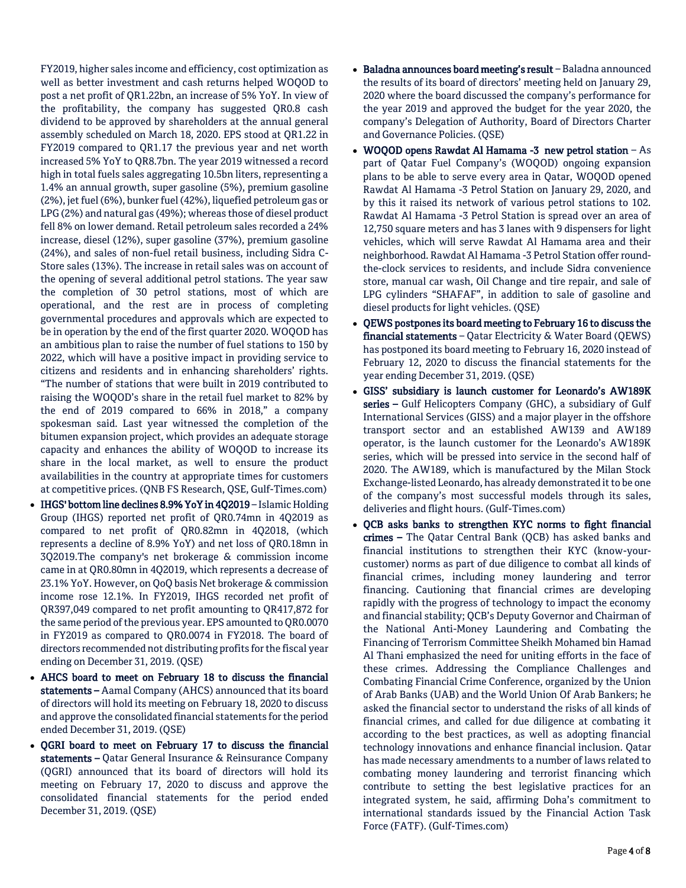FY2019, higher sales income and efficiency, cost optimization as well as better investment and cash returns helped WOQOD to post a net profit of QR1.22bn, an increase of 5% YoY. In view of the profitability, the company has suggested QR0.8 cash dividend to be approved by shareholders at the annual general assembly scheduled on March 18, 2020. EPS stood at QR1.22 in FY2019 compared to QR1.17 the previous year and net worth increased 5% YoY to QR8.7bn. The year 2019 witnessed a record high in total fuels sales aggregating 10.5bn liters, representing a 1.4% an annual growth, super gasoline (5%), premium gasoline (2%), jet fuel (6%), bunker fuel (42%), liquefied petroleum gas or LPG (2%) and natural gas (49%); whereas those of diesel product fell 8% on lower demand. Retail petroleum sales recorded a 24% increase, diesel (12%), super gasoline (37%), premium gasoline (24%), and sales of non-fuel retail business, including Sidra C-Store sales (13%). The increase in retail sales was on account of the opening of several additional petrol stations. The year saw the completion of 30 petrol stations, most of which are operational, and the rest are in process of completing governmental procedures and approvals which are expected to be in operation by the end of the first quarter 2020. WOQOD has an ambitious plan to raise the number of fuel stations to 150 by 2022, which will have a positive impact in providing service to citizens and residents and in enhancing shareholders' rights. "The number of stations that were built in 2019 contributed to raising the WOQOD's share in the retail fuel market to 82% by the end of 2019 compared to 66% in 2018," a company spokesman said. Last year witnessed the completion of the bitumen expansion project, which provides an adequate storage capacity and enhances the ability of WOQOD to increase its share in the local market, as well to ensure the product availabilities in the country at appropriate times for customers at competitive prices. (QNB FS Research, QSE, Gulf-Times.com)

- **IHGS' bottom line declines 8.9% YoY in 4Q2019** – Islamic Holding Group (IHGS) reported net profit of QR0.74mn in 4Q2019 as compared to net profit of QR0.82mn in 4Q2018, (which represents a decline of 8.9% YoY) and net loss of QR0.18mn in 3Q2019.The company's net brokerage & commission income came in at QR0.80mn in 4Q2019, which represents a decrease of 23.1% YoY. However, on QoQ basis Net brokerage & commission income rose 12.1%. In FY2019, IHGS recorded net profit of QR397,049 compared to net profit amounting to QR417,872 for the same period of the previous year. EPS amounted to QR0.0070 in FY2019 as compared to QR0.0074 in FY2018. The board of directors recommended not distributing profits for the fiscal year ending on December 31, 2019. (QSE)
- **AHCS board to meet on February 18 to discuss the financial statements** – Aamal Company (AHCS) announced that its board of directors will hold its meeting on February 18, 2020 to discuss and approve the consolidated financial statements for the period ended December 31, 2019. (QSE)
- **QGRI board to meet on February 17 to discuss the financial statements** – Qatar General Insurance & Reinsurance Company (QGRI) announced that its board of directors will hold its meeting on February 17, 2020 to discuss and approve the consolidated financial statements for the period ended December 31, 2019. (QSE)
- **Baladna announces board meeting's result** – Baladna announced the results of its board of directors' meeting held on January 29, 2020 where the board discussed the company's performance for the year 2019 and approved the budget for the year 2020, the company's Delegation of Authority, Board of Directors Charter and Governance Policies. (QSE)
- **WOQOD opens Rawdat Al Hamama -3 new petrol station** – As part of Qatar Fuel Company's (WOQOD) ongoing expansion plans to be able to serve every area in Qatar, WOQOD opened Rawdat Al Hamama -3 Petrol Station on January 29, 2020, and by this it raised its network of various petrol stations to 102. Rawdat Al Hamama -3 Petrol Station is spread over an area of 12,750 square meters and has 3 lanes with 9 dispensers for light vehicles, which will serve Rawdat Al Hamama area and their neighborhood. Rawdat Al Hamama -3 Petrol Station offer round-the-clock services to residents, and include Sidra convenience store, manual car wash, Oil Change and tire repair, and sale of LPG cylinders "SHAFAF", in addition to sale of gasoline and diesel products for light vehicles. (QSE)
- **QEWS postpones its board meeting to February 16 to discuss the financial statements** – Qatar Electricity & Water Board (QEWS) has postponed its board meeting to February 16, 2020 instead of February 12, 2020 to discuss the financial statements for the year ending December 31, 2019. (QSE)
- **GISS' subsidiary is launch customer for Leonardo's AW189K series** – Gulf Helicopters Company (GHC), a subsidiary of Gulf International Services (GISS) and a major player in the offshore transport sector and an established AW139 and AW189 operator, is the launch customer for the Leonardo's AW189K series, which will be pressed into service in the second half of 2020. The AW189, which is manufactured by the Milan Stock Exchange-listed Leonardo, has already demonstrated it to be one of the company's most successful models through its sales, deliveries and flight hours. (Gulf-Times.com)
- **QCB asks banks to strengthen KYC norms to fight financial crimes** – The Qatar Central Bank (QCB) has asked banks and financial institutions to strengthen their KYC (know-your-customer) norms as part of due diligence to combat all kinds of financial crimes, including money laundering and terror financing. Cautioning that financial crimes are developing rapidly with the progress of technology to impact the economy and financial stability; QCB's Deputy Governor and Chairman of the National Anti-Money Laundering and Combating the Financing of Terrorism Committee Sheikh Mohamed bin Hamad Al Thani emphasized the need for uniting efforts in the face of these crimes. Addressing the Compliance Challenges and Combating Financial Crime Conference, organized by the Union of Arab Banks (UAB) and the World Union Of Arab Bankers; he asked the financial sector to understand the risks of all kinds of financial crimes, and called for due diligence at combating it according to the best practices, as well as adopting financial technology innovations and enhance financial inclusion. Qatar has made necessary amendments to a number of laws related to combating money laundering and terrorist financing which contribute to setting the best legislative practices for an integrated system, he said, affirming Doha's commitment to international standards issued by the Financial Action Task Force (FATF). (Gulf-Times.com)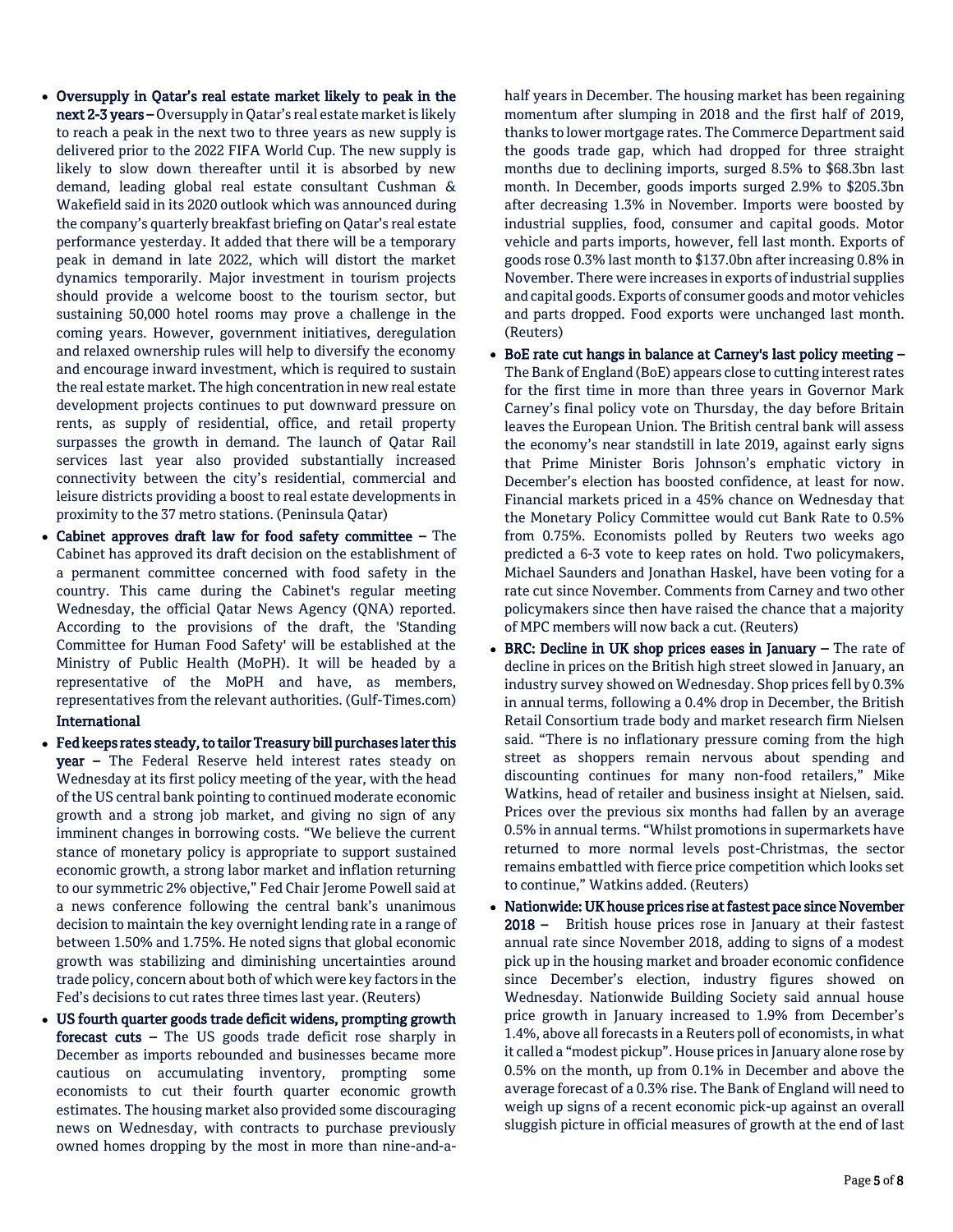- **Oversupply in Qatar's real estate market likely to peak in the next 2-3 years –** Oversupply in Qatar's real estate market is likely to reach a peak in the next two to three years as new supply is delivered prior to the 2022 FIFA World Cup. The new supply is likely to slow down thereafter until it is absorbed by new demand, leading global real estate consultant Cushman & Wakefield said in its 2020 outlook which was announced during the company's quarterly breakfast briefing on Qatar's real estate performance yesterday. It added that there will be a temporary peak in demand in late 2022, which will distort the market dynamics temporarily. Major investment in tourism projects should provide a welcome boost to the tourism sector, but sustaining 50,000 hotel rooms may prove a challenge in the coming years. However, government initiatives, deregulation and relaxed ownership rules will help to diversify the economy and encourage inward investment, which is required to sustain the real estate market. The high concentration in new real estate development projects continues to put downward pressure on rents, as supply of residential, office, and retail property surpasses the growth in demand. The launch of Qatar Rail services last year also provided substantially increased connectivity between the city's residential, commercial and leisure districts providing a boost to real estate developments in proximity to the 37 metro stations. (Peninsula Qatar)
- **Cabinet approves draft law for food safety committee –** The Cabinet has approved its draft decision on the establishment of a permanent committee concerned with food safety in the country. This came during the Cabinet's regular meeting Wednesday, the official Qatar News Agency (QNA) reported. According to the provisions of the draft, the 'Standing Committee for Human Food Safety' will be established at the Ministry of Public Health (MoPH). It will be headed by a representative of the MoPH and have, as members, representatives from the relevant authorities. (Gulf-Times.com)

**International**

- **Fed keeps rates steady, to tailor Treasury bill purchases later this year –** The Federal Reserve held interest rates steady on Wednesday at its first policy meeting of the year, with the head of the US central bank pointing to continued moderate economic growth and a strong job market, and giving no sign of any imminent changes in borrowing costs. "We believe the current stance of monetary policy is appropriate to support sustained economic growth, a strong labor market and inflation returning to our symmetric 2% objective," Fed Chair Jerome Powell said at a news conference following the central bank's unanimous decision to maintain the key overnight lending rate in a range of between 1.50% and 1.75%. He noted signs that global economic growth was stabilizing and diminishing uncertainties around trade policy, concern about both of which were key factors in the Fed's decisions to cut rates three times last year. (Reuters)
- **US fourth quarter goods trade deficit widens, prompting growth forecast cuts –** The US goods trade deficit rose sharply in December as imports rebounded and businesses became more cautious on accumulating inventory, prompting some economists to cut their fourth quarter economic growth estimates. The housing market also provided some discouraging news on Wednesday, with contracts to purchase previously owned homes dropping by the most in more than nine-and-a-half years in December. The housing market has been regaining momentum after slumping in 2018 and the first half of 2019, thanks to lower mortgage rates. The Commerce Department said the goods trade gap, which had dropped for three straight months due to declining imports, surged 8.5% to $68.3bn last month. In December, goods imports surged 2.9% to $205.3bn after decreasing 1.3% in November. Imports were boosted by industrial supplies, food, consumer and capital goods. Motor vehicle and parts imports, however, fell last month. Exports of goods rose 0.3% last month to $137.0bn after increasing 0.8% in November. There were increases in exports of industrial supplies and capital goods. Exports of consumer goods and motor vehicles and parts dropped. Food exports were unchanged last month. (Reuters)
- **BoE rate cut hangs in balance at Carney's last policy meeting –** The Bank of England (BoE) appears close to cutting interest rates for the first time in more than three years in Governor Mark Carney's final policy vote on Thursday, the day before Britain leaves the European Union. The British central bank will assess the economy's near standstill in late 2019, against early signs that Prime Minister Boris Johnson's emphatic victory in December's election has boosted confidence, at least for now. Financial markets priced in a 45% chance on Wednesday that the Monetary Policy Committee would cut Bank Rate to 0.5% from 0.75%. Economists polled by Reuters two weeks ago predicted a 6-3 vote to keep rates on hold. Two policymakers, Michael Saunders and Jonathan Haskel, have been voting for a rate cut since November. Comments from Carney and two other policymakers since then have raised the chance that a majority of MPC members will now back a cut. (Reuters)
- **BRC: Decline in UK shop prices eases in January –** The rate of decline in prices on the British high street slowed in January, an industry survey showed on Wednesday. Shop prices fell by 0.3% in annual terms, following a 0.4% drop in December, the British Retail Consortium trade body and market research firm Nielsen said. "There is no inflationary pressure coming from the high street as shoppers remain nervous about spending and discounting continues for many non-food retailers," Mike Watkins, head of retailer and business insight at Nielsen, said. Prices over the previous six months had fallen by an average 0.5% in annual terms. "Whilst promotions in supermarkets have returned to more normal levels post-Christmas, the sector remains embattled with fierce price competition which looks set to continue," Watkins added. (Reuters)
- **Nationwide: UK house prices rise at fastest pace since November 2018 –** British house prices rose in January at their fastest annual rate since November 2018, adding to signs of a modest pick up in the housing market and broader economic confidence since December's election, industry figures showed on Wednesday. Nationwide Building Society said annual house price growth in January increased to 1.9% from December's 1.4%, above all forecasts in a Reuters poll of economists, in what it called a "modest pickup". House prices in January alone rose by 0.5% on the month, up from 0.1% in December and above the average forecast of a 0.3% rise. The Bank of England will need to weigh up signs of a recent economic pick-up against an overall sluggish picture in official measures of growth at the end of last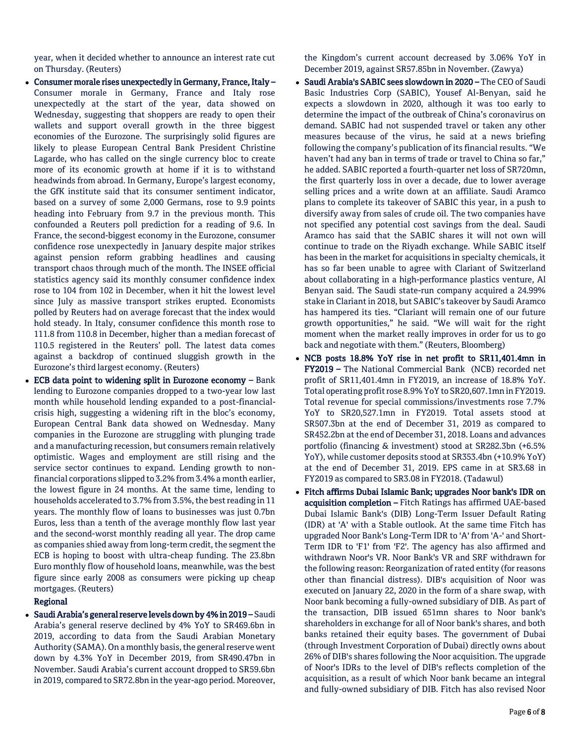year, when it decided whether to announce an interest rate cut on Thursday. (Reuters)

- **Consumer morale rises unexpectedly in Germany, France, Italy –** Consumer morale in Germany, France and Italy rose unexpectedly at the start of the year, data showed on Wednesday, suggesting that shoppers are ready to open their wallets and support overall growth in the three biggest economies of the Eurozone. The surprisingly solid figures are likely to please European Central Bank President Christine Lagarde, who has called on the single currency bloc to create more of its economic growth at home if it is to withstand headwinds from abroad. In Germany, Europe's largest economy, the GfK institute said that its consumer sentiment indicator, based on a survey of some 2,000 Germans, rose to 9.9 points heading into February from 9.7 in the previous month. This confounded a Reuters poll prediction for a reading of 9.6. In France, the second-biggest economy in the Eurozone, consumer confidence rose unexpectedly in January despite major strikes against pension reform grabbing headlines and causing transport chaos through much of the month. The INSEE official statistics agency said its monthly consumer confidence index rose to 104 from 102 in December, when it hit the lowest level since July as massive transport strikes erupted. Economists polled by Reuters had on average forecast that the index would hold steady. In Italy, consumer confidence this month rose to 111.8 from 110.8 in December, higher than a median forecast of 110.5 registered in the Reuters' poll. The latest data comes against a backdrop of continued sluggish growth in the Eurozone's third largest economy. (Reuters)
- **ECB data point to widening split in Eurozone economy –** Bank lending to Eurozone companies dropped to a two-year low last month while household lending expanded to a post-financial-crisis high, suggesting a widening rift in the bloc's economy, European Central Bank data showed on Wednesday. Many companies in the Eurozone are struggling with plunging trade and a manufacturing recession, but consumers remain relatively optimistic. Wages and employment are still rising and the service sector continues to expand. Lending growth to non-financial corporations slipped to 3.2% from 3.4% a month earlier, the lowest figure in 24 months. At the same time, lending to households accelerated to 3.7% from 3.5%, the best reading in 11 years. The monthly flow of loans to businesses was just 0.7bn Euros, less than a tenth of the average monthly flow last year and the second-worst monthly reading all year. The drop came as companies shied away from long-term credit, the segment the ECB is hoping to boost with ultra-cheap funding. The 23.8bn Euro monthly flow of household loans, meanwhile, was the best figure since early 2008 as consumers were picking up cheap mortgages. (Reuters)

**Regional**

- **Saudi Arabia's general reserve levels down by 4% in 2019 –** Saudi Arabia's general reserve declined by 4% YoY to SR469.6bn in 2019, according to data from the Saudi Arabian Monetary Authority (SAMA). On a monthly basis, the general reserve went down by 4.3% YoY in December 2019, from SR490.47bn in November. Saudi Arabia's current account dropped to SR59.6bn in 2019, compared to SR72.8bn in the year-ago period. Moreover, the Kingdom's current account decreased by 3.06% YoY in December 2019, against SR57.85bn in November. (Zawya)
- **Saudi Arabia's SABIC sees slowdown in 2020 –** The CEO of Saudi Basic Industries Corp (SABIC), Yousef Al-Benyan, said he expects a slowdown in 2020, although it was too early to determine the impact of the outbreak of China's coronavirus on demand. SABIC had not suspended travel or taken any other measures because of the virus, he said at a news briefing following the company's publication of its financial results. "We haven't had any ban in terms of trade or travel to China so far," he added. SABIC reported a fourth-quarter net loss of SR720mn, the first quarterly loss in over a decade, due to lower average selling prices and a write down at an affiliate. Saudi Aramco plans to complete its takeover of SABIC this year, in a push to diversify away from sales of crude oil. The two companies have not specified any potential cost savings from the deal. Saudi Aramco has said that the SABIC shares it will not own will continue to trade on the Riyadh exchange. While SABIC itself has been in the market for acquisitions in specialty chemicals, it has so far been unable to agree with Clariant of Switzerland about collaborating in a high-performance plastics venture, Al Benyan said. The Saudi state-run company acquired a 24.99% stake in Clariant in 2018, but SABIC's takeover by Saudi Aramco has hampered its ties. "Clariant will remain one of our future growth opportunities," he said. "We will wait for the right moment when the market really improves in order for us to go back and negotiate with them." (Reuters, Bloomberg)
- **NCB posts 18.8% YoY rise in net profit to SR11,401.4mn in FY2019 –** The National Commercial Bank (NCB) recorded net profit of SR11,401.4mn in FY2019, an increase of 18.8% YoY. Total operating profit rose 8.9% YoY to SR20,607.1mn in FY2019. Total revenue for special commissions/investments rose 7.7% YoY to SR20,527.1mn in FY2019. Total assets stood at SR507.3bn at the end of December 31, 2019 as compared to SR452.2bn at the end of December 31, 2018. Loans and advances portfolio (financing & investment) stood at SR282.3bn (+6.5% YoY), while customer deposits stood at SR353.4bn (+10.9% YoY) at the end of December 31, 2019. EPS came in at SR3.68 in FY2019 as compared to SR3.08 in FY2018. (Tadawul)
- **Fitch affirms Dubai Islamic Bank; upgrades Noor bank's IDR on acquisition completion –** Fitch Ratings has affirmed UAE-based Dubai Islamic Bank's (DIB) Long-Term Issuer Default Rating (IDR) at 'A' with a Stable outlook. At the same time Fitch has upgraded Noor Bank's Long-Term IDR to 'A' from 'A-' and Short-Term IDR to 'F1' from 'F2'. The agency has also affirmed and withdrawn Noor's VR. Noor Bank's VR and SRF withdrawn for the following reason: Reorganization of rated entity (for reasons other than financial distress). DIB's acquisition of Noor was executed on January 22, 2020 in the form of a share swap, with Noor bank becoming a fully-owned subsidiary of DIB. As part of the transaction, DIB issued 651mn shares to Noor bank's shareholders in exchange for all of Noor bank's shares, and both banks retained their equity bases. The government of Dubai (through Investment Corporation of Dubai) directly owns about 26% of DIB's shares following the Noor acquisition. The upgrade of Noor's IDRs to the level of DIB's reflects completion of the acquisition, as a result of which Noor bank became an integral and fully-owned subsidiary of DIB. Fitch has also revised Noor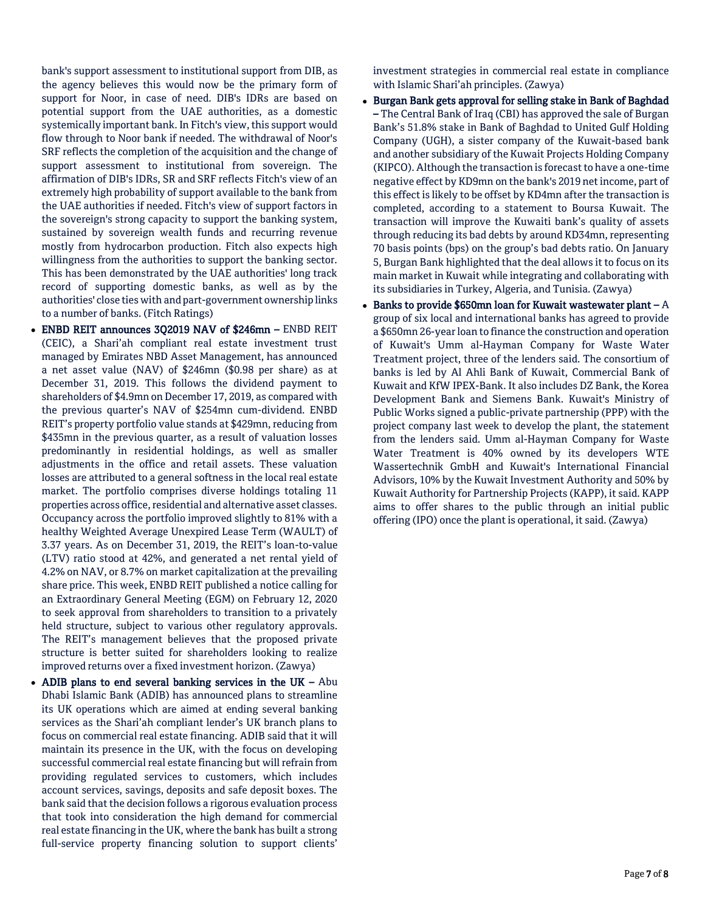bank's support assessment to institutional support from DIB, as the agency believes this would now be the primary form of support for Noor, in case of need. DIB's IDRs are based on potential support from the UAE authorities, as a domestic systemically important bank. In Fitch's view, this support would flow through to Noor bank if needed. The withdrawal of Noor's SRF reflects the completion of the acquisition and the change of support assessment to institutional from sovereign. The affirmation of DIB's IDRs, SR and SRF reflects Fitch's view of an extremely high probability of support available to the bank from the UAE authorities if needed. Fitch's view of support factors in the sovereign's strong capacity to support the banking system, sustained by sovereign wealth funds and recurring revenue mostly from hydrocarbon production. Fitch also expects high willingness from the authorities to support the banking sector. This has been demonstrated by the UAE authorities' long track record of supporting domestic banks, as well as by the authorities' close ties with and part-government ownership links to a number of banks. (Fitch Ratings)

- **ENBD REIT announces 3Q2019 NAV of $246mn –** ENBD REIT (CEIC), a Shari'ah compliant real estate investment trust managed by Emirates NBD Asset Management, has announced a net asset value (NAV) of $246mn ($0.98 per share) as at December 31, 2019. This follows the dividend payment to shareholders of $4.9mn on December 17, 2019, as compared with the previous quarter's NAV of $254mn cum-dividend. ENBD REIT's property portfolio value stands at $429mn, reducing from $435mn in the previous quarter, as a result of valuation losses predominantly in residential holdings, as well as smaller adjustments in the office and retail assets. These valuation losses are attributed to a general softness in the local real estate market. The portfolio comprises diverse holdings totaling 11 properties across office, residential and alternative asset classes. Occupancy across the portfolio improved slightly to 81% with a healthy Weighted Average Unexpired Lease Term (WAULT) of 3.37 years. As on December 31, 2019, the REIT's loan-to-value (LTV) ratio stood at 42%, and generated a net rental yield of 4.2% on NAV, or 8.7% on market capitalization at the prevailing share price. This week, ENBD REIT published a notice calling for an Extraordinary General Meeting (EGM) on February 12, 2020 to seek approval from shareholders to transition to a privately held structure, subject to various other regulatory approvals. The REIT's management believes that the proposed private structure is better suited for shareholders looking to realize improved returns over a fixed investment horizon. (Zawya)
- **ADIB plans to end several banking services in the UK –** Abu Dhabi Islamic Bank (ADIB) has announced plans to streamline its UK operations which are aimed at ending several banking services as the Shari'ah compliant lender's UK branch plans to focus on commercial real estate financing. ADIB said that it will maintain its presence in the UK, with the focus on developing successful commercial real estate financing but will refrain from providing regulated services to customers, which includes account services, savings, deposits and safe deposit boxes. The bank said that the decision follows a rigorous evaluation process that took into consideration the high demand for commercial real estate financing in the UK, where the bank has built a strong full-service property financing solution to support clients' investment strategies in commercial real estate in compliance with Islamic Shari'ah principles. (Zawya)
- **Burgan Bank gets approval for selling stake in Bank of Baghdad –** The Central Bank of Iraq (CBI) has approved the sale of Burgan Bank's 51.8% stake in Bank of Baghdad to United Gulf Holding Company (UGH), a sister company of the Kuwait-based bank and another subsidiary of the Kuwait Projects Holding Company (KIPCO). Although the transaction is forecast to have a one-time negative effect by KD9mn on the bank's 2019 net income, part of this effect is likely to be offset by KD4mn after the transaction is completed, according to a statement to Boursa Kuwait. The transaction will improve the Kuwaiti bank's quality of assets through reducing its bad debts by around KD34mn, representing 70 basis points (bps) on the group's bad debts ratio. On January 5, Burgan Bank highlighted that the deal allows it to focus on its main market in Kuwait while integrating and collaborating with its subsidiaries in Turkey, Algeria, and Tunisia. (Zawya)
- **Banks to provide $650mn loan for Kuwait wastewater plant –** A group of six local and international banks has agreed to provide a $650mn 26-year loan to finance the construction and operation of Kuwait's Umm al-Hayman Company for Waste Water Treatment project, three of the lenders said. The consortium of banks is led by Al Ahli Bank of Kuwait, Commercial Bank of Kuwait and KfW IPEX-Bank. It also includes DZ Bank, the Korea Development Bank and Siemens Bank. Kuwait's Ministry of Public Works signed a public-private partnership (PPP) with the project company last week to develop the plant, the statement from the lenders said. Umm al-Hayman Company for Waste Water Treatment is 40% owned by its developers WTE Wassertechnik GmbH and Kuwait's International Financial Advisors, 10% by the Kuwait Investment Authority and 50% by Kuwait Authority for Partnership Projects (KAPP), it said. KAPP aims to offer shares to the public through an initial public offering (IPO) once the plant is operational, it said. (Zawya)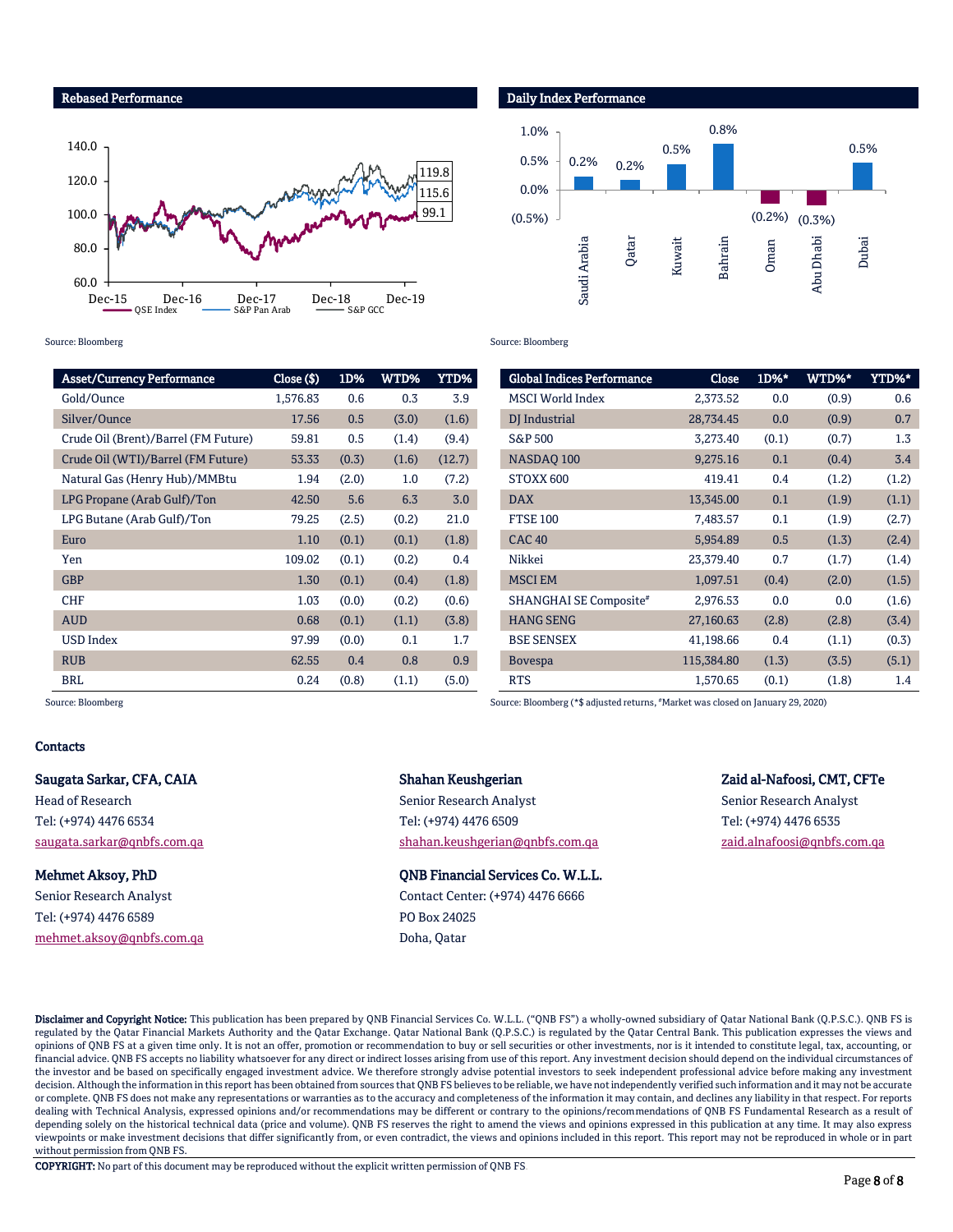### Rebased Performance

140.0
120.0
100.0
80.0
60.0

Dec-15 Dec-16 Dec-17 Dec-18 Dec-19

119.8
115.6
99.1

QSE Index S&P Pan Arab S&P GCC

Source: Bloomberg

### Daily Index Performance

1.0%
0.5%
0.0%
(0.5%)

0.2% 0.2% 0.5% 0.8% (0.2%) (0.3%) 0.5%

Saudi Arabia Qatar Kuwait Bahrain Oman Abu Dhabi Dubai

Source: Bloomberg

| Asset/Currency Performance | Close ($) | 1D% | WTD% | YTD% |
|---|---|---|---|---|
| Gold/Ounce | 1,576.83 | 0.6 | 0.3 | 3.9 |
| Silver/Ounce | 17.56 | 0.5 | (3.0) | (1.6) |
| Crude Oil (Brent)/Barrel (FM Future) | 59.81 | 0.5 | (1.4) | (9.4) |
| Crude Oil (WTI)/Barrel (FM Future) | 53.33 | (0.3) | (1.6) | (12.7) |
| Natural Gas (Henry Hub)/MMBtu | 1.94 | (2.0) | 1.0 | (7.2) |
| LPG Propane (Arab Gulf)/Ton | 42.50 | 5.6 | 6.3 | 3.0 |
| LPG Butane (Arab Gulf)/Ton | 79.25 | (2.5) | (0.2) | 21.0 |
| Euro | 1.10 | (0.1) | (0.1) | (1.8) |
| Yen | 109.02 | (0.1) | (0.2) | 0.4 |
| GBP | 1.30 | (0.1) | (0.4) | (1.8) |
| CHF | 1.03 | (0.0) | (0.2) | (0.6) |
| AUD | 0.68 | (0.1) | (1.1) | (3.8) |
| USD Index | 97.99 | (0.0) | 0.1 | 1.7 |
| RUB | 62.55 | 0.4 | 0.8 | 0.9 |
| BRL | 0.24 | (0.8) | (1.1) | (5.0) |

Source: Bloomberg

| Global Indices Performance | Close | 1D%* | WTD%* | YTD%* |
|---|---|---|---|---|
| MSCI World Index | 2,373.52 | 0.0 | (0.9) | 0.6 |
| DJ Industrial | 28,734.45 | 0.0 | (0.9) | 0.7 |
| S&P 500 | 3,273.40 | (0.1) | (0.7) | 1.3 |
| NASDAQ 100 | 9,275.16 | 0.1 | (0.4) | 3.4 |
| STOXX 600 | 419.41 | 0.4 | (1.2) | (1.2) |
| DAX | 13,345.00 | 0.1 | (1.9) | (1.1) |
| FTSE 100 | 7,483.57 | 0.1 | (1.9) | (2.7) |
| CAC 40 | 5,954.89 | 0.5 | (1.3) | (2.4) |
| Nikkei | 23,379.40 | 0.7 | (1.7) | (1.4) |
| MSCI EM | 1,097.51 | (0.4) | (2.0) | (1.5) |
| SHANGHAI SE Composite# | 2,976.53 | 0.0 | 0.0 | (1.6) |
| HANG SENG | 27,160.63 | (2.8) | (2.8) | (3.4) |
| BSE SENSEX | 41,198.66 | 0.4 | (1.1) | (0.3) |
| Bovespa | 115,384.80 | (1.3) | (3.5) | (5.1) |
| RTS | 1,570.65 | (0.1) | (1.8) | 1.4 |

Source: Bloomberg (*$ adjusted returns, #Market was closed on January 29, 2020)

### Contacts

**Saugata Sarkar, CFA, CAIA**
Head of Research
Tel: (+974) 4476 6534
saugata.sarkar@qnbfs.com.qa

**Shahan Keushgerian**
Senior Research Analyst
Tel: (+974) 4476 6509
shahan.keushgerian@qnbfs.com.qa

**Zaid al-Nafoosi, CMT, CFTe**
Senior Research Analyst
Tel: (+974) 4476 6535
zaid.alnafoosi@qnbfs.com.qa

**Mehmet Aksoy, PhD**
Senior Research Analyst
Tel: (+974) 4476 6589
mehmet.aksoy@qnbfs.com.qa

**QNB Financial Services Co. W.L.L.**
Contact Center: (+974) 4476 6666
PO Box 24025
Doha, Qatar

**Disclaimer and Copyright Notice:** This publication has been prepared by QNB Financial Services Co. W.L.L. ("QNB FS") a wholly-owned subsidiary of Qatar National Bank (Q.P.S.C.). QNB FS is regulated by the Qatar Financial Markets Authority and the Qatar Exchange. Qatar National Bank (Q.P.S.C.) is regulated by the Qatar Central Bank. This publication expresses the views and opinions of QNB FS at a given time only. It is not an offer, promotion or recommendation to buy or sell securities or other investments, nor is it intended to constitute legal, tax, accounting, or financial advice. QNB FS accepts no liability whatsoever for any direct or indirect losses arising from use of this report. Any investment decision should depend on the individual circumstances of the investor and be based on specifically engaged investment advice. We therefore strongly advise potential investors to seek independent professional advice before making any investment decision. Although the information in this report has been obtained from sources that QNB FS believes to be reliable, we have not independently verified such information and it may not be accurate or complete. QNB FS does not make any representations or warranties as to the accuracy and completeness of the information it may contain, and declines any liability in that respect. For reports dealing with Technical Analysis, expressed opinions and/or recommendations may be different or contrary to the opinions/recommendations of QNB FS Fundamental Research as a result of depending solely on the historical technical data (price and volume). QNB FS reserves the right to amend the views and opinions expressed in this publication at any time. It may also express viewpoints or make investment decisions that differ significantly from, or even contradict, the views and opinions included in this report. This report may not be reproduced in whole or in part without permission from QNB FS.

**COPYRIGHT:** No part of this document may be reproduced without the explicit permission of QNB FS